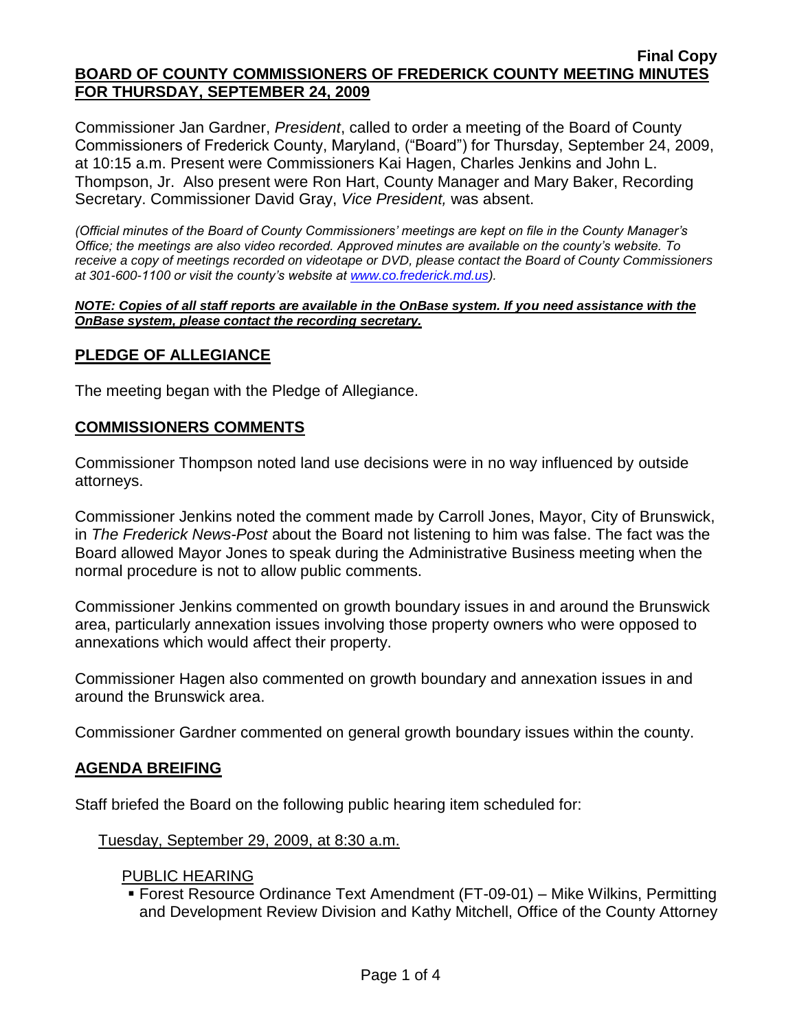**Final Copy**

**BOARD OF COUNTY COMMISSIONERS OF FREDERICK COUNTY MEETING MINUTES FOR THURSDAY, SEPTEMBER 24, 2009**

Commissioner Jan Gardner, *President*, called to order a meeting of the Board of County Commissioners of Frederick County, Maryland, ("Board") for Thursday, September 24, 2009, at 10:15 a.m. Present were Commissioners Kai Hagen, Charles Jenkins and John L. Thompson, Jr. Also present were Ron Hart, County Manager and Mary Baker, Recording Secretary. Commissioner David Gray, *Vice President,* was absent.

*(Official minutes of the Board of County Commissioners' meetings are kept on file in the County Manager's Office; the meetings are also video recorded. Approved minutes are available on the county's website. To receive a copy of meetings recorded on videotape or DVD, please contact the Board of County Commissioners at 301-600-1100 or visit the county's website at www.co.frederick.md.us).*

***NOTE: Copies of all staff reports are available in the OnBase system. If you need assistance with the OnBase system, please contact the recording secretary.***

## PLEDGE OF ALLEGIANCE

The meeting began with the Pledge of Allegiance.

## COMMISSIONERS COMMENTS

Commissioner Thompson noted land use decisions were in no way influenced by outside attorneys.

Commissioner Jenkins noted the comment made by Carroll Jones, Mayor, City of Brunswick, in *The Frederick News-Post* about the Board not listening to him was false. The fact was the Board allowed Mayor Jones to speak during the Administrative Business meeting when the normal procedure is not to allow public comments.

Commissioner Jenkins commented on growth boundary issues in and around the Brunswick area, particularly annexation issues involving those property owners who were opposed to annexations which would affect their property.

Commissioner Hagen also commented on growth boundary and annexation issues in and around the Brunswick area.

Commissioner Gardner commented on general growth boundary issues within the county.

## AGENDA BREIFING

Staff briefed the Board on the following public hearing item scheduled for:

Tuesday, September 29, 2009, at 8:30 a.m.

PUBLIC HEARING

- Forest Resource Ordinance Text Amendment (FT-09-01) – Mike Wilkins, Permitting and Development Review Division and Kathy Mitchell, Office of the County Attorney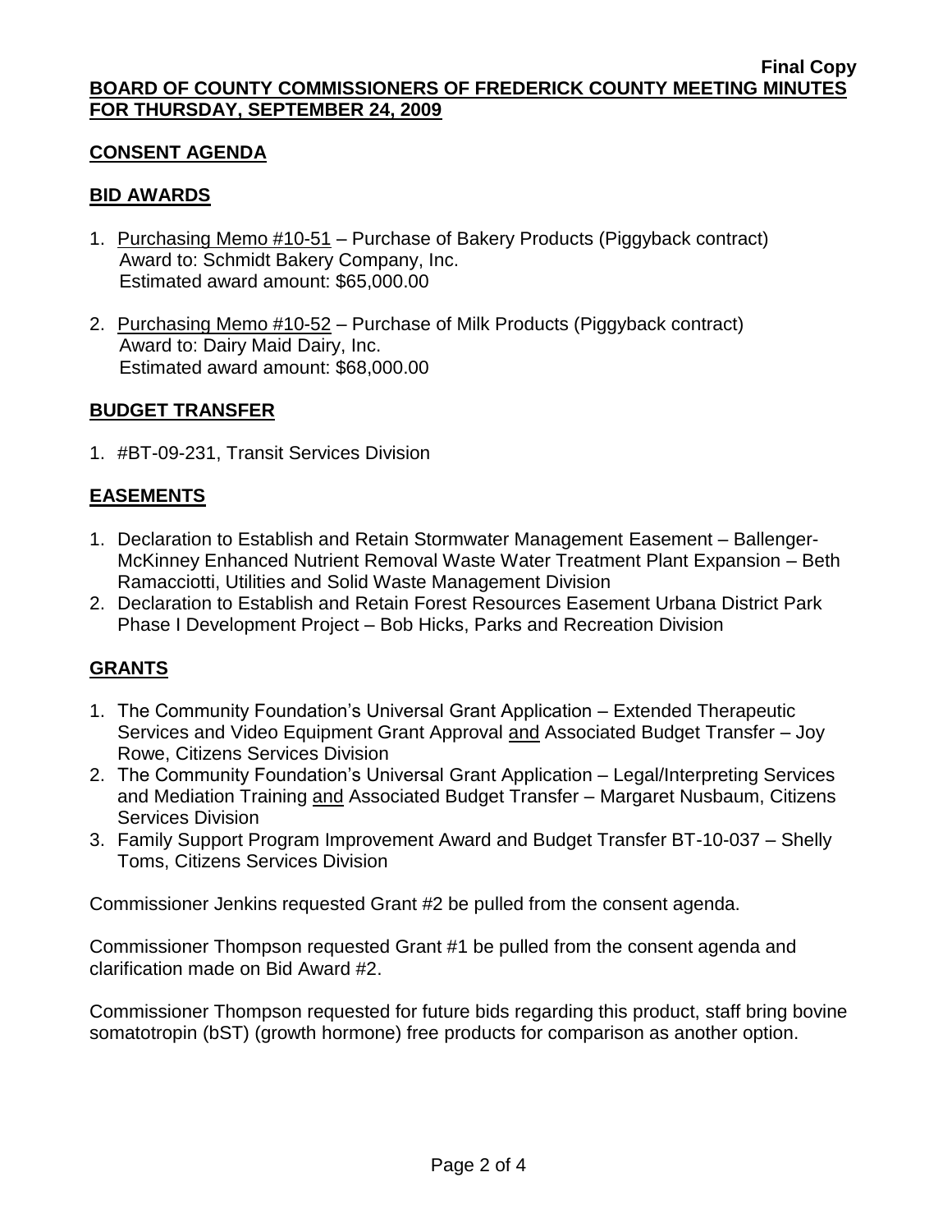**Final Copy**

**BOARD OF COUNTY COMMISSIONERS OF FREDERICK COUNTY MEETING MINUTES FOR THURSDAY, SEPTEMBER 24, 2009**

## CONSENT AGENDA

### BID AWARDS

1. Purchasing Memo #10-51 – Purchase of Bakery Products (Piggyback contract)
   Award to: Schmidt Bakery Company, Inc.
   Estimated award amount: $65,000.00

2. Purchasing Memo #10-52 – Purchase of Milk Products (Piggyback contract)
   Award to: Dairy Maid Dairy, Inc.
   Estimated award amount: $68,000.00

### BUDGET TRANSFER

1. #BT-09-231, Transit Services Division

### EASEMENTS

1. Declaration to Establish and Retain Stormwater Management Easement – Ballenger-McKinney Enhanced Nutrient Removal Waste Water Treatment Plant Expansion – Beth Ramacciotti, Utilities and Solid Waste Management Division
2. Declaration to Establish and Retain Forest Resources Easement Urbana District Park Phase I Development Project – Bob Hicks, Parks and Recreation Division

### GRANTS

1. The Community Foundation's Universal Grant Application – Extended Therapeutic Services and Video Equipment Grant Approval and Associated Budget Transfer – Joy Rowe, Citizens Services Division
2. The Community Foundation's Universal Grant Application – Legal/Interpreting Services and Mediation Training and Associated Budget Transfer – Margaret Nusbaum, Citizens Services Division
3. Family Support Program Improvement Award and Budget Transfer BT-10-037 – Shelly Toms, Citizens Services Division

Commissioner Jenkins requested Grant #2 be pulled from the consent agenda.

Commissioner Thompson requested Grant #1 be pulled from the consent agenda and clarification made on Bid Award #2.

Commissioner Thompson requested for future bids regarding this product, staff bring bovine somatotropin (bST) (growth hormone) free products for comparison as another option.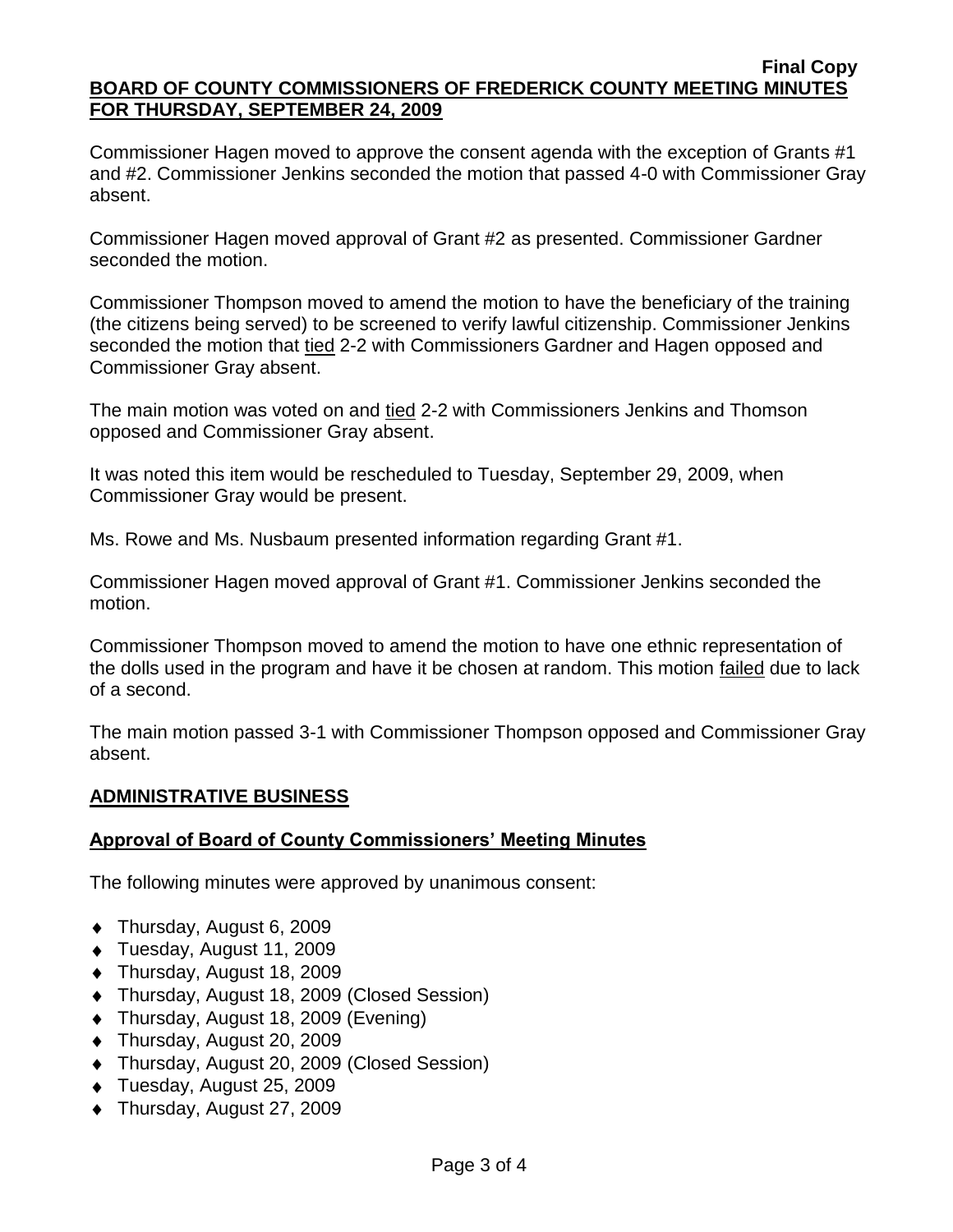Commissioner Hagen moved to approve the consent agenda with the exception of Grants #1 and #2. Commissioner Jenkins seconded the motion that passed 4-0 with Commissioner Gray absent.

Commissioner Hagen moved approval of Grant #2 as presented. Commissioner Gardner seconded the motion.

Commissioner Thompson moved to amend the motion to have the beneficiary of the training (the citizens being served) to be screened to verify lawful citizenship. Commissioner Jenkins seconded the motion that tied 2-2 with Commissioners Gardner and Hagen opposed and Commissioner Gray absent.

The main motion was voted on and tied 2-2 with Commissioners Jenkins and Thomson opposed and Commissioner Gray absent.

It was noted this item would be rescheduled to Tuesday, September 29, 2009, when Commissioner Gray would be present.

Ms. Rowe and Ms. Nusbaum presented information regarding Grant #1.

Commissioner Hagen moved approval of Grant #1. Commissioner Jenkins seconded the motion.

Commissioner Thompson moved to amend the motion to have one ethnic representation of the dolls used in the program and have it be chosen at random. This motion failed due to lack of a second.

The main motion passed 3-1 with Commissioner Thompson opposed and Commissioner Gray absent.

## ADMINISTRATIVE BUSINESS

### Approval of Board of County Commissioners' Meeting Minutes

The following minutes were approved by unanimous consent:

- Thursday, August 6, 2009
- Tuesday, August 11, 2009
- Thursday, August 18, 2009
- Thursday, August 18, 2009 (Closed Session)
- Thursday, August 18, 2009 (Evening)
- Thursday, August 20, 2009
- Thursday, August 20, 2009 (Closed Session)
- Tuesday, August 25, 2009
- Thursday, August 27, 2009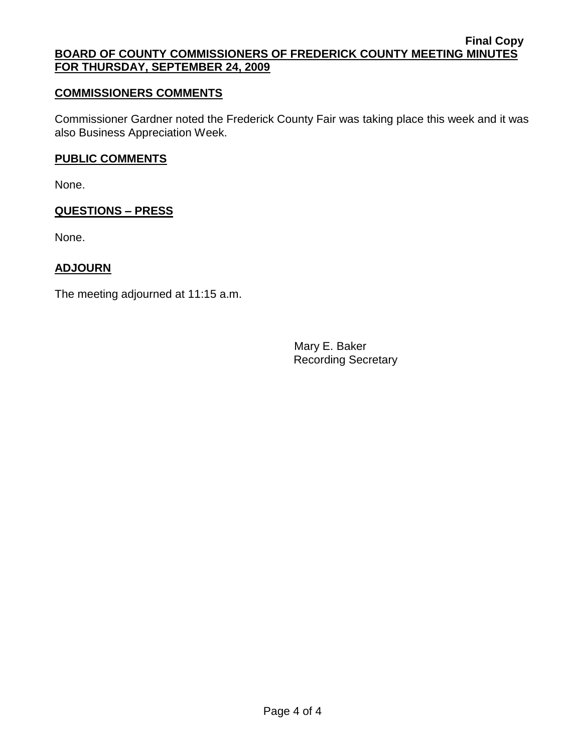## COMMISSIONERS COMMENTS

Commissioner Gardner noted the Frederick County Fair was taking place this week and it was also Business Appreciation Week.

## PUBLIC COMMENTS

None.

## QUESTIONS – PRESS

None.

## ADJOURN

The meeting adjourned at 11:15 a.m.

Mary E. Baker
Recording Secretary